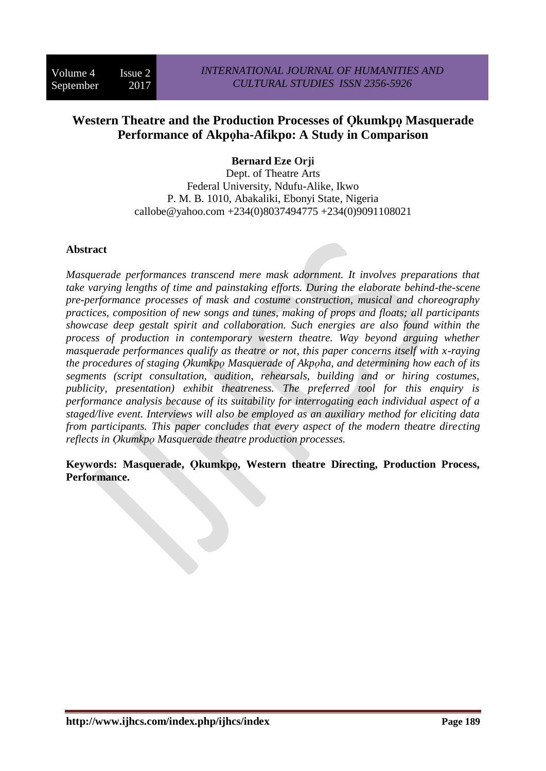# Western Theatre and the Production Processes of Ọkumkpọ Masquerade Performance of Akpọha-Afikpo: A Study in Comparison

**Bernard Eze Orji**
Dept. of Theatre Arts
Federal University, Ndufu-Alike, Ikwo
P. M. B. 1010, Abakaliki, Ebonyi State, Nigeria
callobe@yahoo.com +234(0)8037494775 +234(0)9091108021

## Abstract

*Masquerade performances transcend mere mask adornment. It involves preparations that take varying lengths of time and painstaking efforts. During the elaborate behind-the-scene pre-performance processes of mask and costume construction, musical and choreography practices, composition of new songs and tunes, making of props and floats; all participants showcase deep gestalt spirit and collaboration. Such energies are also found within the process of production in contemporary western theatre. Way beyond arguing whether masquerade performances qualify as theatre or not, this paper concerns itself with x-raying the procedures of staging Ọkumkpọ Masquerade of Akpọha, and determining how each of its segments (script consultation, audition, rehearsals, building and or hiring costumes, publicity, presentation) exhibit theatreness. The preferred tool for this enquiry is performance analysis because of its suitability for interrogating each individual aspect of a staged/live event. Interviews will also be employed as an auxiliary method for eliciting data from participants. This paper concludes that every aspect of the modern theatre directing reflects in Ọkumkpọ Masquerade theatre production processes.*

**Keywords: Masquerade, Ọkumkpọ, Western theatre Directing, Production Process, Performance.**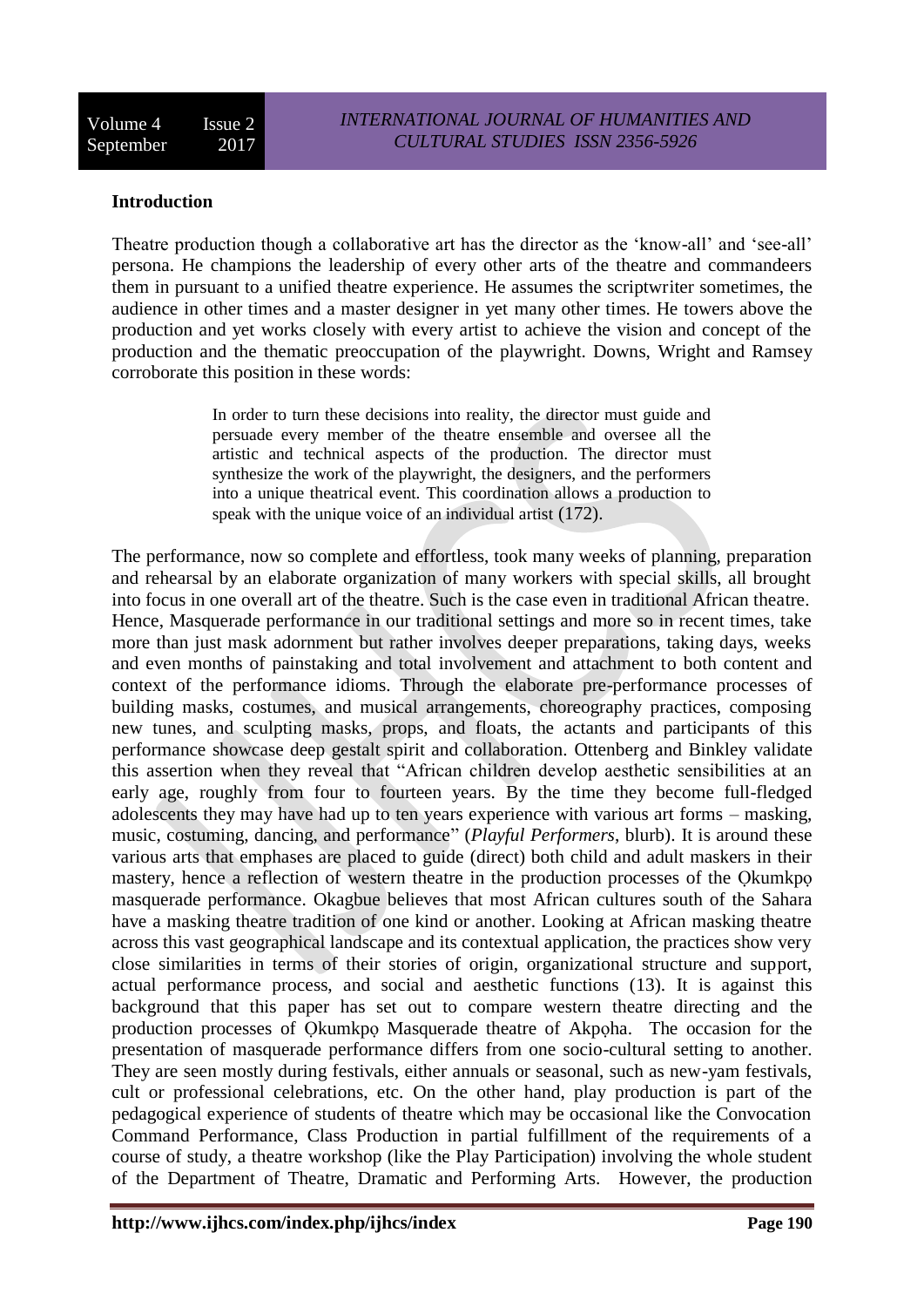## Introduction

Theatre production though a collaborative art has the director as the 'know-all' and 'see-all' persona. He champions the leadership of every other arts of the theatre and commandeers them in pursuant to a unified theatre experience. He assumes the scriptwriter sometimes, the audience in other times and a master designer in yet many other times. He towers above the production and yet works closely with every artist to achieve the vision and concept of the production and the thematic preoccupation of the playwright. Downs, Wright and Ramsey corroborate this position in these words:

> In order to turn these decisions into reality, the director must guide and persuade every member of the theatre ensemble and oversee all the artistic and technical aspects of the production. The director must synthesize the work of the playwright, the designers, and the performers into a unique theatrical event. This coordination allows a production to speak with the unique voice of an individual artist (172).

The performance, now so complete and effortless, took many weeks of planning, preparation and rehearsal by an elaborate organization of many workers with special skills, all brought into focus in one overall art of the theatre. Such is the case even in traditional African theatre. Hence, Masquerade performance in our traditional settings and more so in recent times, take more than just mask adornment but rather involves deeper preparations, taking days, weeks and even months of painstaking and total involvement and attachment to both content and context of the performance idioms. Through the elaborate pre-performance processes of building masks, costumes, and musical arrangements, choreography practices, composing new tunes, and sculpting masks, props, and floats, the actants and participants of this performance showcase deep gestalt spirit and collaboration. Ottenberg and Binkley validate this assertion when they reveal that "African children develop aesthetic sensibilities at an early age, roughly from four to fourteen years. By the time they become full-fledged adolescents they may have had up to ten years experience with various art forms – masking, music, costuming, dancing, and performance" (*Playful Performers*, blurb). It is around these various arts that emphases are placed to guide (direct) both child and adult maskers in their mastery, hence a reflection of western theatre in the production processes of the Ọkumkpọ masquerade performance. Okagbue believes that most African cultures south of the Sahara have a masking theatre tradition of one kind or another. Looking at African masking theatre across this vast geographical landscape and its contextual application, the practices show very close similarities in terms of their stories of origin, organizational structure and support, actual performance process, and social and aesthetic functions (13). It is against this background that this paper has set out to compare western theatre directing and the production processes of Ọkumkpọ Masquerade theatre of Akpọha. The occasion for the presentation of masquerade performance differs from one socio-cultural setting to another. They are seen mostly during festivals, either annuals or seasonal, such as new-yam festivals, cult or professional celebrations, etc. On the other hand, play production is part of the pedagogical experience of students of theatre which may be occasional like the Convocation Command Performance, Class Production in partial fulfillment of the requirements of a course of study, a theatre workshop (like the Play Participation) involving the whole student of the Department of Theatre, Dramatic and Performing Arts. However, the production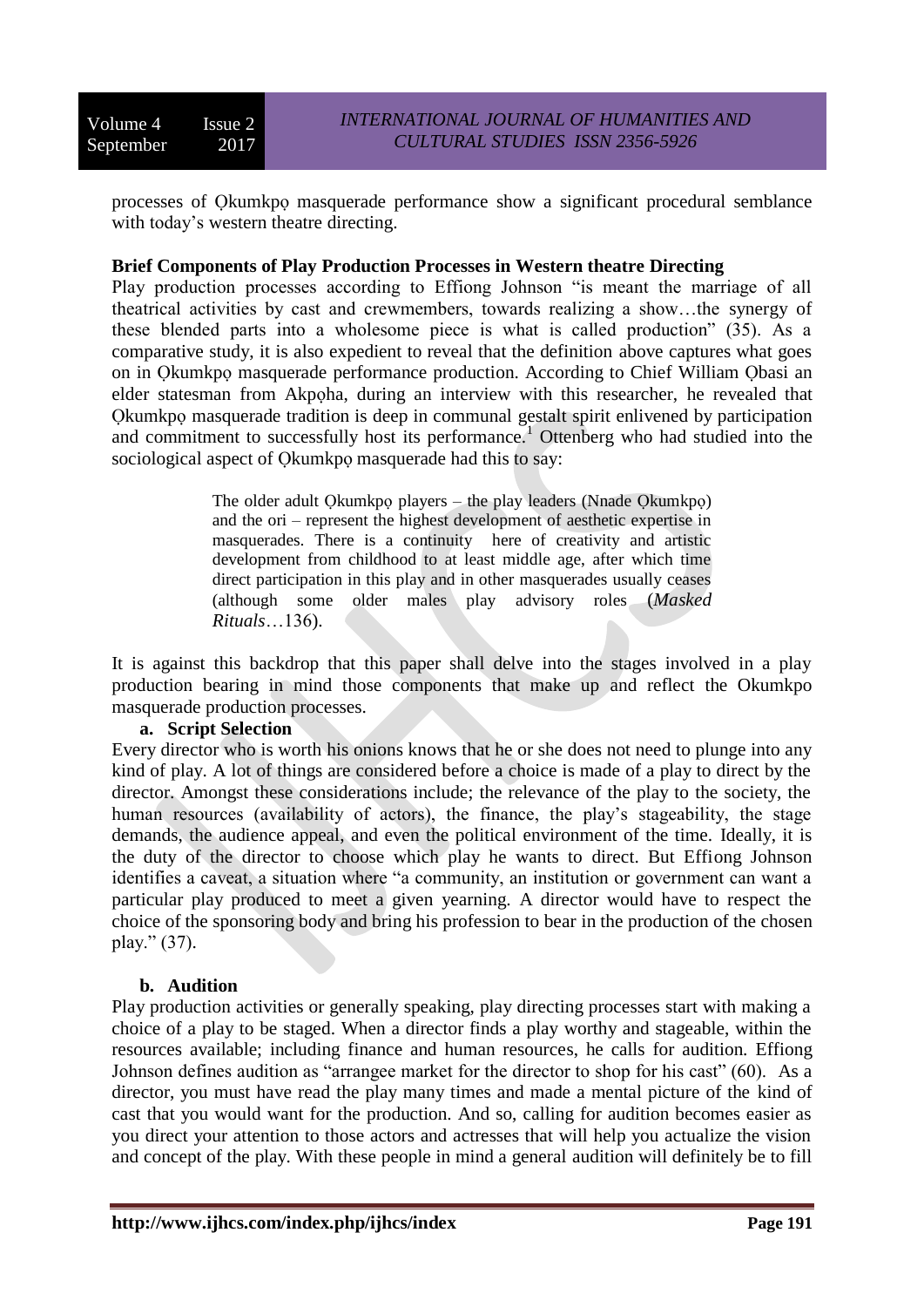processes of Ọkumkpọ masquerade performance show a significant procedural semblance with today's western theatre directing.

**Brief Components of Play Production Processes in Western theatre Directing**

Play production processes according to Effiong Johnson "is meant the marriage of all theatrical activities by cast and crewmembers, towards realizing a show…the synergy of these blended parts into a wholesome piece is what is called production" (35). As a comparative study, it is also expedient to reveal that the definition above captures what goes on in Ọkumkpọ masquerade performance production. According to Chief William Ọbasi an elder statesman from Akpọha, during an interview with this researcher, he revealed that Ọkumkpọ masquerade tradition is deep in communal gestalt spirit enlivened by participation and commitment to successfully host its performance.[1] Ottenberg who had studied into the sociological aspect of Ọkumkpọ masquerade had this to say:

> The older adult Ọkumkpọ players – the play leaders (Nnade Ọkumkpọ) and the ori – represent the highest development of aesthetic expertise in masquerades. There is a continuity here of creativity and artistic development from childhood to at least middle age, after which time direct participation in this play and in other masquerades usually ceases (although some older males play advisory roles (*Masked Rituals*…136).

It is against this backdrop that this paper shall delve into the stages involved in a play production bearing in mind those components that make up and reflect the Okumkpo masquerade production processes.

**a. Script Selection**

Every director who is worth his onions knows that he or she does not need to plunge into any kind of play. A lot of things are considered before a choice is made of a play to direct by the director. Amongst these considerations include; the relevance of the play to the society, the human resources (availability of actors), the finance, the play's stageability, the stage demands, the audience appeal, and even the political environment of the time. Ideally, it is the duty of the director to choose which play he wants to direct. But Effiong Johnson identifies a caveat, a situation where "a community, an institution or government can want a particular play produced to meet a given yearning. A director would have to respect the choice of the sponsoring body and bring his profession to bear in the production of the chosen play." (37).

**b. Audition**

Play production activities or generally speaking, play directing processes start with making a choice of a play to be staged. When a director finds a play worthy and stageable, within the resources available; including finance and human resources, he calls for audition. Effiong Johnson defines audition as "arrangee market for the director to shop for his cast" (60). As a director, you must have read the play many times and made a mental picture of the kind of cast that you would want for the production. And so, calling for audition becomes easier as you direct your attention to those actors and actresses that will help you actualize the vision and concept of the play. With these people in mind a general audition will definitely be to fill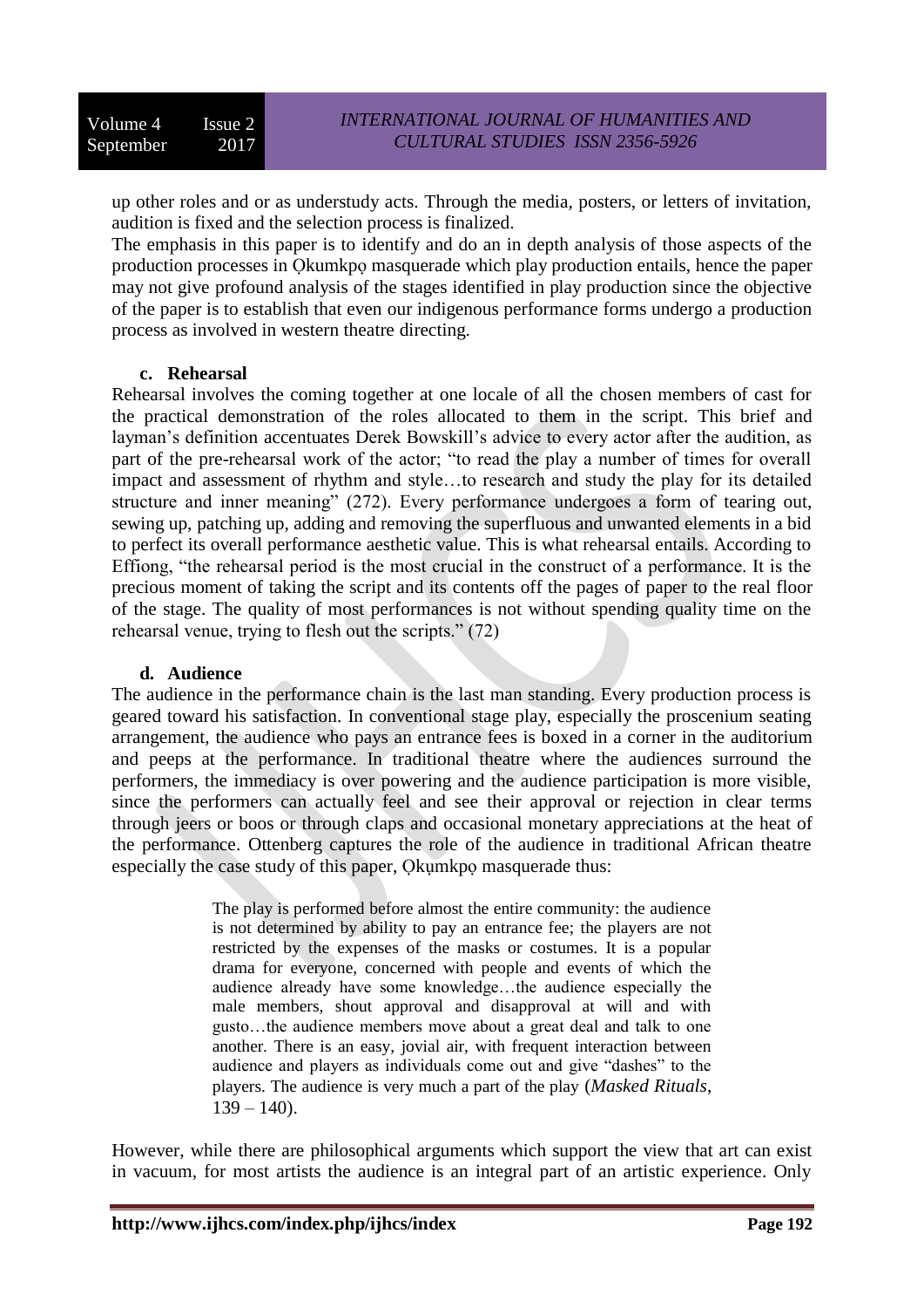up other roles and or as understudy acts. Through the media, posters, or letters of invitation, audition is fixed and the selection process is finalized.

The emphasis in this paper is to identify and do an in depth analysis of those aspects of the production processes in Ọkumkpọ masquerade which play production entails, hence the paper may not give profound analysis of the stages identified in play production since the objective of the paper is to establish that even our indigenous performance forms undergo a production process as involved in western theatre directing.

### c. Rehearsal

Rehearsal involves the coming together at one locale of all the chosen members of cast for the practical demonstration of the roles allocated to them in the script. This brief and layman's definition accentuates Derek Bowskill's advice to every actor after the audition, as part of the pre-rehearsal work of the actor; "to read the play a number of times for overall impact and assessment of rhythm and style…to research and study the play for its detailed structure and inner meaning" (272). Every performance undergoes a form of tearing out, sewing up, patching up, adding and removing the superfluous and unwanted elements in a bid to perfect its overall performance aesthetic value. This is what rehearsal entails. According to Effiong, "the rehearsal period is the most crucial in the construct of a performance. It is the precious moment of taking the script and its contents off the pages of paper to the real floor of the stage. The quality of most performances is not without spending quality time on the rehearsal venue, trying to flesh out the scripts." (72)

### d. Audience

The audience in the performance chain is the last man standing. Every production process is geared toward his satisfaction. In conventional stage play, especially the proscenium seating arrangement, the audience who pays an entrance fees is boxed in a corner in the auditorium and peeps at the performance. In traditional theatre where the audiences surround the performers, the immediacy is over powering and the audience participation is more visible, since the performers can actually feel and see their approval or rejection in clear terms through jeers or boos or through claps and occasional monetary appreciations at the heat of the performance. Ottenberg captures the role of the audience in traditional African theatre especially the case study of this paper, Ọkụmkpọ masquerade thus:

> The play is performed before almost the entire community: the audience is not determined by ability to pay an entrance fee; the players are not restricted by the expenses of the masks or costumes. It is a popular drama for everyone, concerned with people and events of which the audience already have some knowledge…the audience especially the male members, shout approval and disapproval at will and with gusto…the audience members move about a great deal and talk to one another. There is an easy, jovial air, with frequent interaction between audience and players as individuals come out and give "dashes" to the players. The audience is very much a part of the play (*Masked Rituals*, 139 – 140).

However, while there are philosophical arguments which support the view that art can exist in vacuum, for most artists the audience is an integral part of an artistic experience. Only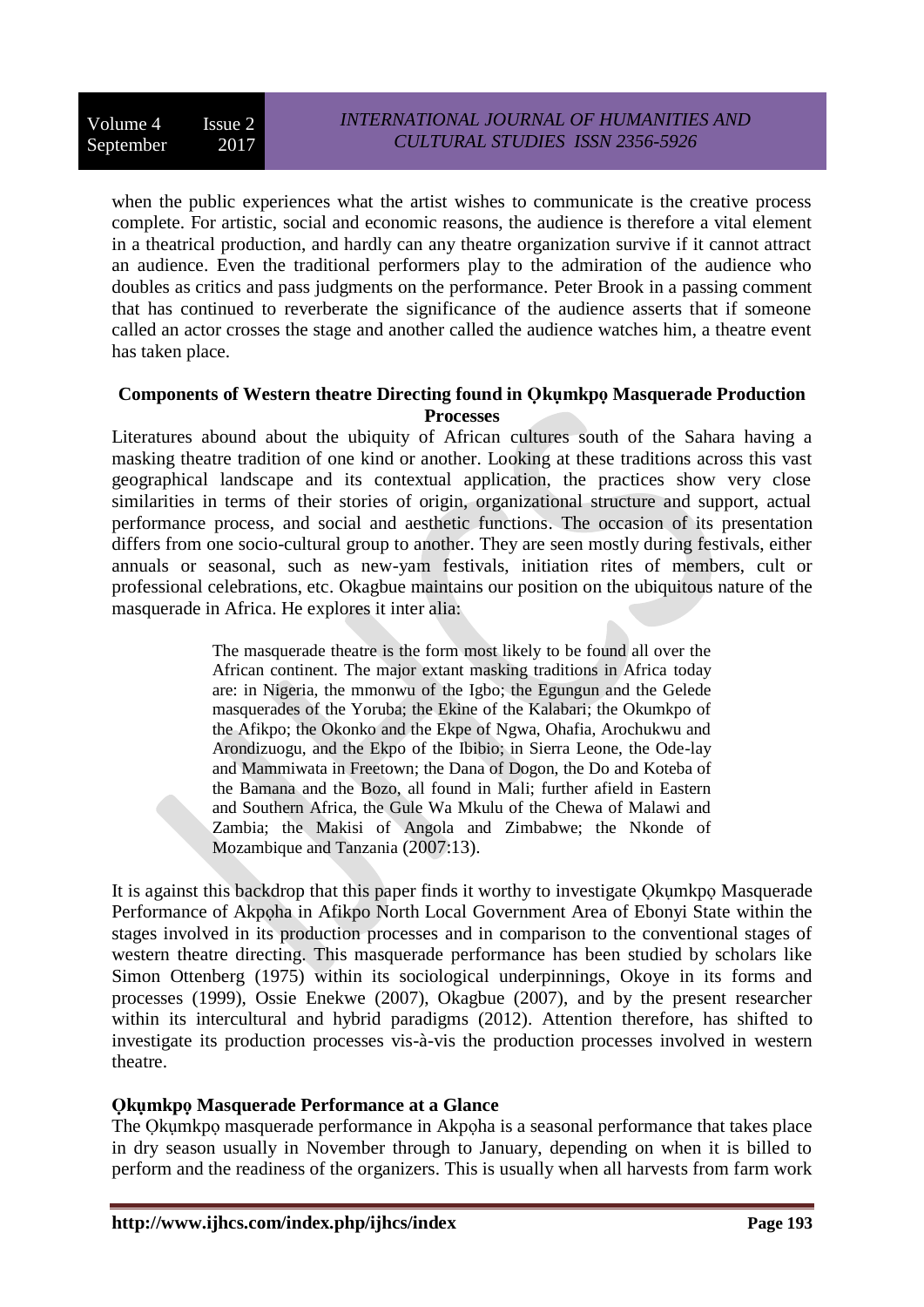when the public experiences what the artist wishes to communicate is the creative process complete. For artistic, social and economic reasons, the audience is therefore a vital element in a theatrical production, and hardly can any theatre organization survive if it cannot attract an audience. Even the traditional performers play to the admiration of the audience who doubles as critics and pass judgments on the performance. Peter Brook in a passing comment that has continued to reverberate the significance of the audience asserts that if someone called an actor crosses the stage and another called the audience watches him, a theatre event has taken place.

### Components of Western theatre Directing found in Ọkụmkpọ Masquerade Production Processes

Literatures abound about the ubiquity of African cultures south of the Sahara having a masking theatre tradition of one kind or another. Looking at these traditions across this vast geographical landscape and its contextual application, the practices show very close similarities in terms of their stories of origin, organizational structure and support, actual performance process, and social and aesthetic functions. The occasion of its presentation differs from one socio-cultural group to another. They are seen mostly during festivals, either annuals or seasonal, such as new-yam festivals, initiation rites of members, cult or professional celebrations, etc. Okagbue maintains our position on the ubiquitous nature of the masquerade in Africa. He explores it inter alia:

> The masquerade theatre is the form most likely to be found all over the African continent. The major extant masking traditions in Africa today are: in Nigeria, the mmonwu of the Igbo; the Egungun and the Gelede masquerades of the Yoruba; the Ekine of the Kalabari; the Okumkpo of the Afikpo; the Okonko and the Ekpe of Ngwa, Ohafia, Arochukwu and Arondizuogu, and the Ekpo of the Ibibio; in Sierra Leone, the Ode-lay and Mammiwata in Freetown; the Dana of Dogon, the Do and Koteba of the Bamana and the Bozo, all found in Mali; further afield in Eastern and Southern Africa, the Gule Wa Mkulu of the Chewa of Malawi and Zambia; the Makisi of Angola and Zimbabwe; the Nkonde of Mozambique and Tanzania (2007:13).

It is against this backdrop that this paper finds it worthy to investigate Ọkụmkpọ Masquerade Performance of Akpọha in Afikpo North Local Government Area of Ebonyi State within the stages involved in its production processes and in comparison to the conventional stages of western theatre directing. This masquerade performance has been studied by scholars like Simon Ottenberg (1975) within its sociological underpinnings, Okoye in its forms and processes (1999), Ossie Enekwe (2007), Okagbue (2007), and by the present researcher within its intercultural and hybrid paradigms (2012). Attention therefore, has shifted to investigate its production processes vis-à-vis the production processes involved in western theatre.

### Ọkụmkpọ Masquerade Performance at a Glance

The Ọkụmkpọ masquerade performance in Akpọha is a seasonal performance that takes place in dry season usually in November through to January, depending on when it is billed to perform and the readiness of the organizers. This is usually when all harvests from farm work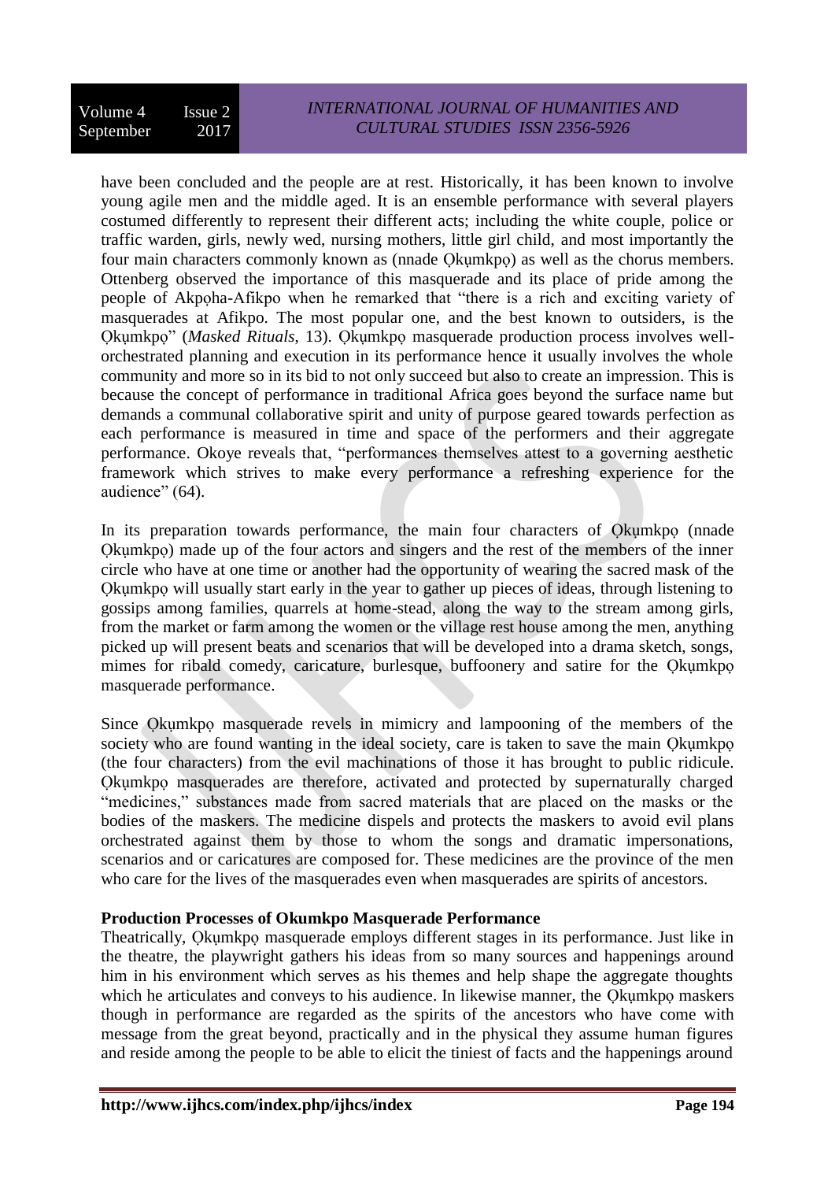have been concluded and the people are at rest. Historically, it has been known to involve young agile men and the middle aged. It is an ensemble performance with several players costumed differently to represent their different acts; including the white couple, police or traffic warden, girls, newly wed, nursing mothers, little girl child, and most importantly the four main characters commonly known as (nnade Ọkụmkpọ) as well as the chorus members. Ottenberg observed the importance of this masquerade and its place of pride among the people of Akpọha-Afikpo when he remarked that "there is a rich and exciting variety of masquerades at Afikpo. The most popular one, and the best known to outsiders, is the Ọkụmkpọ" (*Masked Rituals*, 13). Ọkụmkpọ masquerade production process involves well-orchestrated planning and execution in its performance hence it usually involves the whole community and more so in its bid to not only succeed but also to create an impression. This is because the concept of performance in traditional Africa goes beyond the surface name but demands a communal collaborative spirit and unity of purpose geared towards perfection as each performance is measured in time and space of the performers and their aggregate performance. Okoye reveals that, "performances themselves attest to a governing aesthetic framework which strives to make every performance a refreshing experience for the audience" (64).

In its preparation towards performance, the main four characters of Ọkụmkpọ (nnade Ọkụmkpọ) made up of the four actors and singers and the rest of the members of the inner circle who have at one time or another had the opportunity of wearing the sacred mask of the Ọkụmkpọ will usually start early in the year to gather up pieces of ideas, through listening to gossips among families, quarrels at home-stead, along the way to the stream among girls, from the market or farm among the women or the village rest house among the men, anything picked up will present beats and scenarios that will be developed into a drama sketch, songs, mimes for ribald comedy, caricature, burlesque, buffoonery and satire for the Ọkụmkpọ masquerade performance.

Since Ọkụmkpọ masquerade revels in mimicry and lampooning of the members of the society who are found wanting in the ideal society, care is taken to save the main Ọkụmkpọ (the four characters) from the evil machinations of those it has brought to public ridicule. Ọkụmkpọ masquerades are therefore, activated and protected by supernaturally charged "medicines," substances made from sacred materials that are placed on the masks or the bodies of the maskers. The medicine dispels and protects the maskers to avoid evil plans orchestrated against them by those to whom the songs and dramatic impersonations, scenarios and or caricatures are composed for. These medicines are the province of the men who care for the lives of the masquerades even when masquerades are spirits of ancestors.

**Production Processes of Okumkpo Masquerade Performance**

Theatrically, Ọkụmkpọ masquerade employs different stages in its performance. Just like in the theatre, the playwright gathers his ideas from so many sources and happenings around him in his environment which serves as his themes and help shape the aggregate thoughts which he articulates and conveys to his audience. In likewise manner, the Ọkụmkpọ maskers though in performance are regarded as the spirits of the ancestors who have come with message from the great beyond, practically and in the physical they assume human figures and reside among the people to be able to elicit the tiniest of facts and the happenings around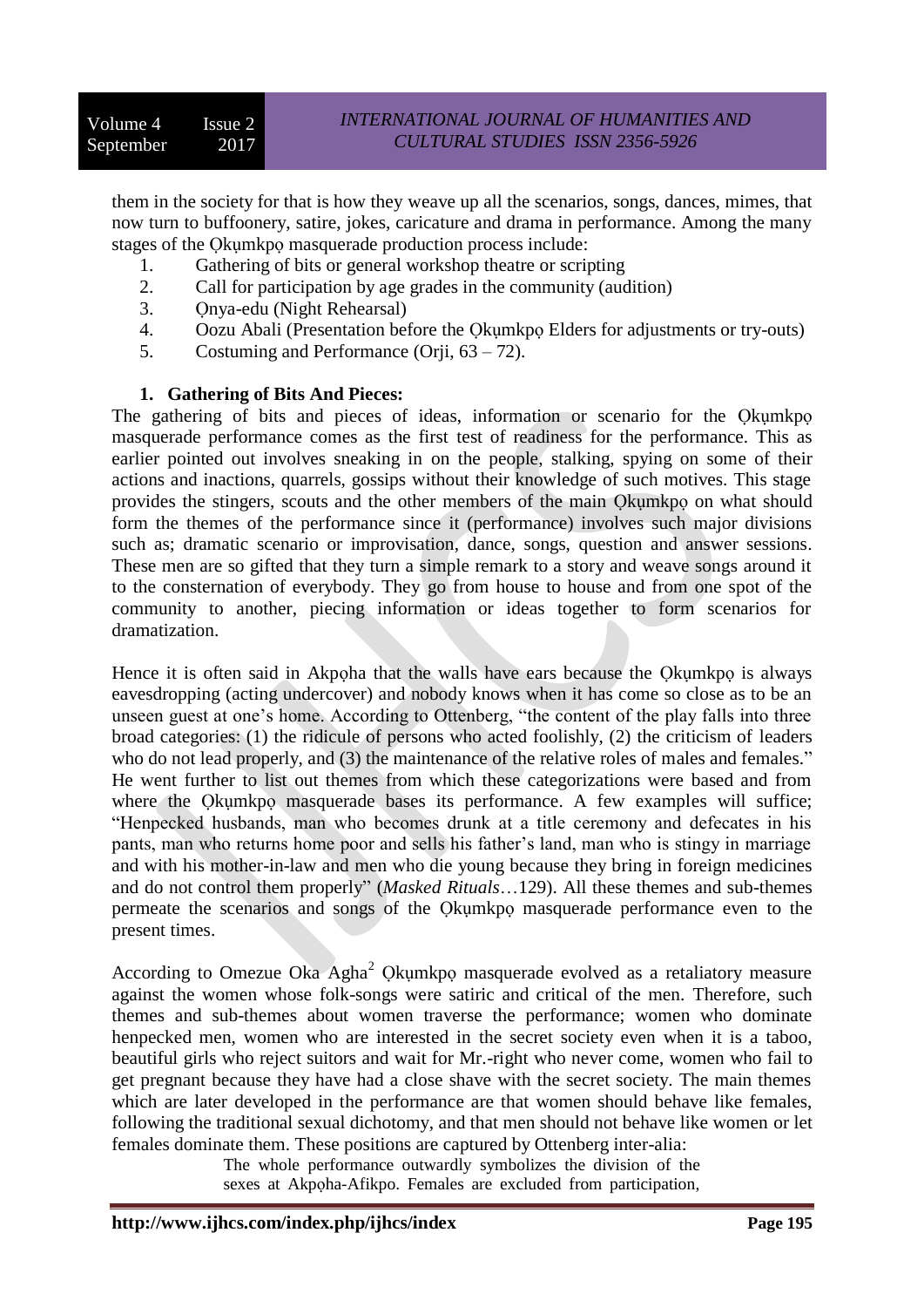them in the society for that is how they weave up all the scenarios, songs, dances, mimes, that now turn to buffoonery, satire, jokes, caricature and drama in performance. Among the many stages of the Ọkụmkpọ masquerade production process include:

1. Gathering of bits or general workshop theatre or scripting
2. Call for participation by age grades in the community (audition)
3. Ọnya-edu (Night Rehearsal)
4. Oozu Abali (Presentation before the Ọkụmkpọ Elders for adjustments or try-outs)
5. Costuming and Performance (Orji, 63 – 72).

**1. Gathering of Bits And Pieces:**

The gathering of bits and pieces of ideas, information or scenario for the Ọkụmkpọ masquerade performance comes as the first test of readiness for the performance. This as earlier pointed out involves sneaking in on the people, stalking, spying on some of their actions and inactions, quarrels, gossips without their knowledge of such motives. This stage provides the stingers, scouts and the other members of the main Ọkụmkpọ on what should form the themes of the performance since it (performance) involves such major divisions such as; dramatic scenario or improvisation, dance, songs, question and answer sessions. These men are so gifted that they turn a simple remark to a story and weave songs around it to the consternation of everybody. They go from house to house and from one spot of the community to another, piecing information or ideas together to form scenarios for dramatization.

Hence it is often said in Akpọha that the walls have ears because the Ọkụmkpọ is always eavesdropping (acting undercover) and nobody knows when it has come so close as to be an unseen guest at one's home. According to Ottenberg, "the content of the play falls into three broad categories: (1) the ridicule of persons who acted foolishly, (2) the criticism of leaders who do not lead properly, and (3) the maintenance of the relative roles of males and females." He went further to list out themes from which these categorizations were based and from where the Ọkụmkpọ masquerade bases its performance. A few examples will suffice; "Henpecked husbands, man who becomes drunk at a title ceremony and defecates in his pants, man who returns home poor and sells his father's land, man who is stingy in marriage and with his mother-in-law and men who die young because they bring in foreign medicines and do not control them properly" (*Masked Rituals*…129). All these themes and sub-themes permeate the scenarios and songs of the Ọkụmkpọ masquerade performance even to the present times.

According to Omezue Oka Agha[2] Ọkụmkpọ masquerade evolved as a retaliatory measure against the women whose folk-songs were satiric and critical of the men. Therefore, such themes and sub-themes about women traverse the performance; women who dominate henpecked men, women who are interested in the secret society even when it is a taboo, beautiful girls who reject suitors and wait for Mr.-right who never come, women who fail to get pregnant because they have had a close shave with the secret society. The main themes which are later developed in the performance are that women should behave like females, following the traditional sexual dichotomy, and that men should not behave like women or let females dominate them. These positions are captured by Ottenberg inter-alia:

> The whole performance outwardly symbolizes the division of the sexes at Akpọha-Afikpo. Females are excluded from participation,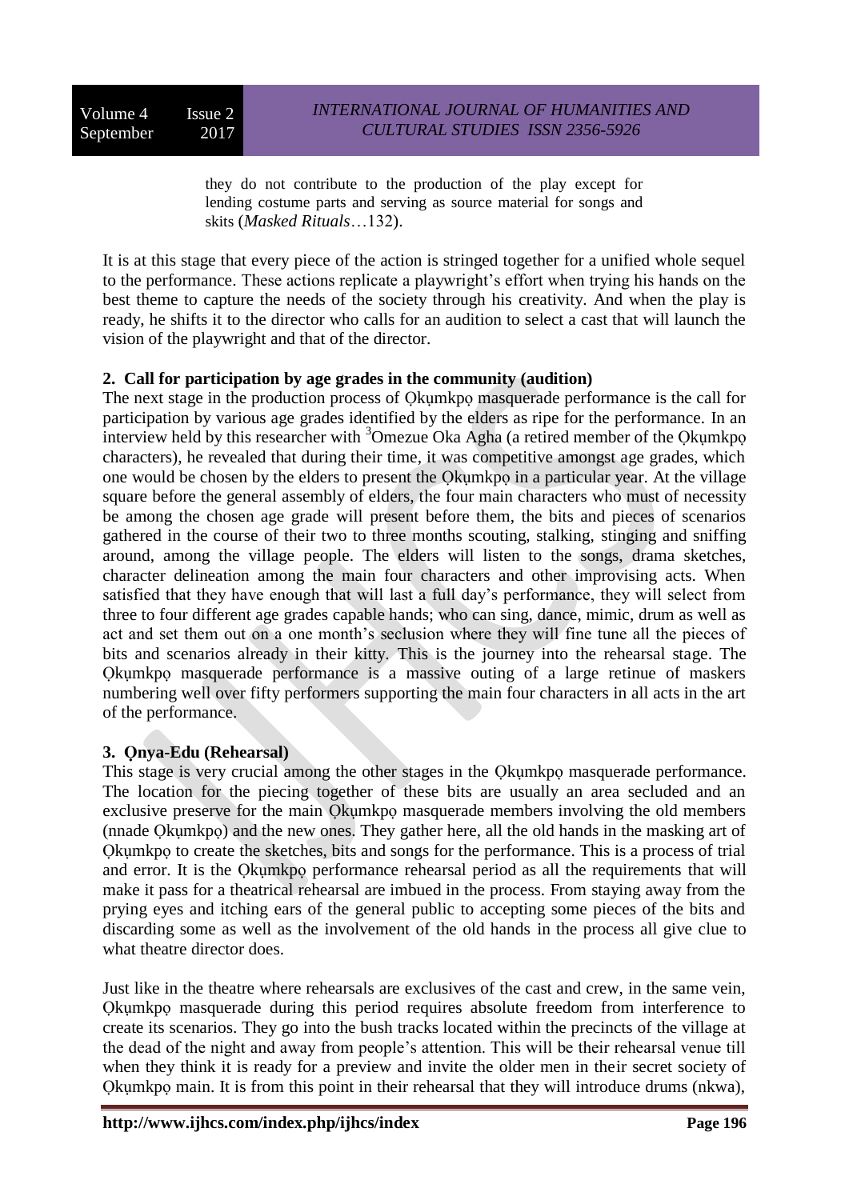> they do not contribute to the production of the play except for lending costume parts and serving as source material for songs and skits (*Masked Rituals*…132).

It is at this stage that every piece of the action is stringed together for a unified whole sequel to the performance. These actions replicate a playwright's effort when trying his hands on the best theme to capture the needs of the society through his creativity. And when the play is ready, he shifts it to the director who calls for an audition to select a cast that will launch the vision of the playwright and that of the director.

**2. Call for participation by age grades in the community (audition)**

The next stage in the production process of Ọkụmkpọ masquerade performance is the call for participation by various age grades identified by the elders as ripe for the performance. In an interview held by this researcher with [3]Omezue Oka Agha (a retired member of the Ọkụmkpọ characters), he revealed that during their time, it was competitive amongst age grades, which one would be chosen by the elders to present the Ọkụmkpọ in a particular year. At the village square before the general assembly of elders, the four main characters who must of necessity be among the chosen age grade will present before them, the bits and pieces of scenarios gathered in the course of their two to three months scouting, stalking, stinging and sniffing around, among the village people. The elders will listen to the songs, drama sketches, character delineation among the main four characters and other improvising acts. When satisfied that they have enough that will last a full day's performance, they will select from three to four different age grades capable hands; who can sing, dance, mimic, drum as well as act and set them out on a one month's seclusion where they will fine tune all the pieces of bits and scenarios already in their kitty. This is the journey into the rehearsal stage. The Ọkụmkpọ masquerade performance is a massive outing of a large retinue of maskers numbering well over fifty performers supporting the main four characters in all acts in the art of the performance.

**3. Ọnya-Edu (Rehearsal)**

This stage is very crucial among the other stages in the Ọkụmkpọ masquerade performance. The location for the piecing together of these bits are usually an area secluded and an exclusive preserve for the main Ọkụmkpọ masquerade members involving the old members (nnade Ọkụmkpọ) and the new ones. They gather here, all the old hands in the masking art of Ọkụmkpọ to create the sketches, bits and songs for the performance. This is a process of trial and error. It is the Ọkụmkpọ performance rehearsal period as all the requirements that will make it pass for a theatrical rehearsal are imbued in the process. From staying away from the prying eyes and itching ears of the general public to accepting some pieces of the bits and discarding some as well as the involvement of the old hands in the process all give clue to what theatre director does.

Just like in the theatre where rehearsals are exclusives of the cast and crew, in the same vein, Ọkụmkpọ masquerade during this period requires absolute freedom from interference to create its scenarios. They go into the bush tracks located within the precincts of the village at the dead of the night and away from people's attention. This will be their rehearsal venue till when they think it is ready for a preview and invite the older men in their secret society of Ọkụmkpọ main. It is from this point in their rehearsal that they will introduce drums (nkwa),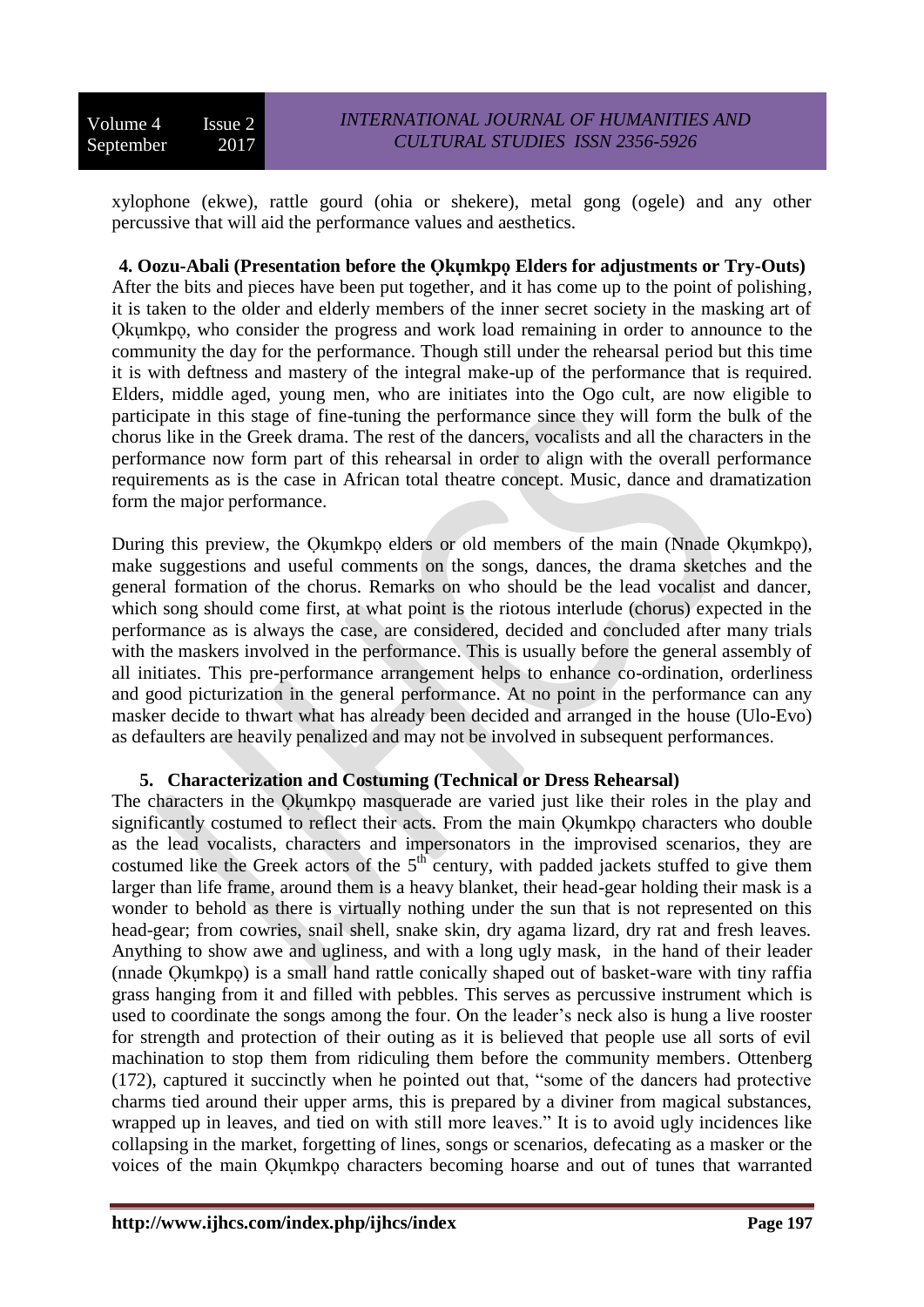xylophone (ekwe), rattle gourd (ohia or shekere), metal gong (ogele) and any other percussive that will aid the performance values and aesthetics.

### 4. Oozu-Abali (Presentation before the Ọkụmkpọ Elders for adjustments or Try-Outs)

After the bits and pieces have been put together, and it has come up to the point of polishing, it is taken to the older and elderly members of the inner secret society in the masking art of Ọkụmkpọ, who consider the progress and work load remaining in order to announce to the community the day for the performance. Though still under the rehearsal period but this time it is with deftness and mastery of the integral make-up of the performance that is required. Elders, middle aged, young men, who are initiates into the Ogo cult, are now eligible to participate in this stage of fine-tuning the performance since they will form the bulk of the chorus like in the Greek drama. The rest of the dancers, vocalists and all the characters in the performance now form part of this rehearsal in order to align with the overall performance requirements as is the case in African total theatre concept. Music, dance and dramatization form the major performance.

During this preview, the Ọkụmkpọ elders or old members of the main (Nnade Ọkụmkpọ), make suggestions and useful comments on the songs, dances, the drama sketches and the general formation of the chorus. Remarks on who should be the lead vocalist and dancer, which song should come first, at what point is the riotous interlude (chorus) expected in the performance as is always the case, are considered, decided and concluded after many trials with the maskers involved in the performance. This is usually before the general assembly of all initiates. This pre-performance arrangement helps to enhance co-ordination, orderliness and good picturization in the general performance. At no point in the performance can any masker decide to thwart what has already been decided and arranged in the house (Ulo-Evo) as defaulters are heavily penalized and may not be involved in subsequent performances.

### 5. Characterization and Costuming (Technical or Dress Rehearsal)

The characters in the Ọkụmkpọ masquerade are varied just like their roles in the play and significantly costumed to reflect their acts. From the main Ọkụmkpọ characters who double as the lead vocalists, characters and impersonators in the improvised scenarios, they are costumed like the Greek actors of the 5th century, with padded jackets stuffed to give them larger than life frame, around them is a heavy blanket, their head-gear holding their mask is a wonder to behold as there is virtually nothing under the sun that is not represented on this head-gear; from cowries, snail shell, snake skin, dry agama lizard, dry rat and fresh leaves. Anything to show awe and ugliness, and with a long ugly mask, in the hand of their leader (nnade Ọkụmkpọ) is a small hand rattle conically shaped out of basket-ware with tiny raffia grass hanging from it and filled with pebbles. This serves as percussive instrument which is used to coordinate the songs among the four. On the leader's neck also is hung a live rooster for strength and protection of their outing as it is believed that people use all sorts of evil machination to stop them from ridiculing them before the community members. Ottenberg (172), captured it succinctly when he pointed out that, "some of the dancers had protective charms tied around their upper arms, this is prepared by a diviner from magical substances, wrapped up in leaves, and tied on with still more leaves." It is to avoid ugly incidences like collapsing in the market, forgetting of lines, songs or scenarios, defecating as a masker or the voices of the main Ọkụmkpọ characters becoming hoarse and out of tunes that warranted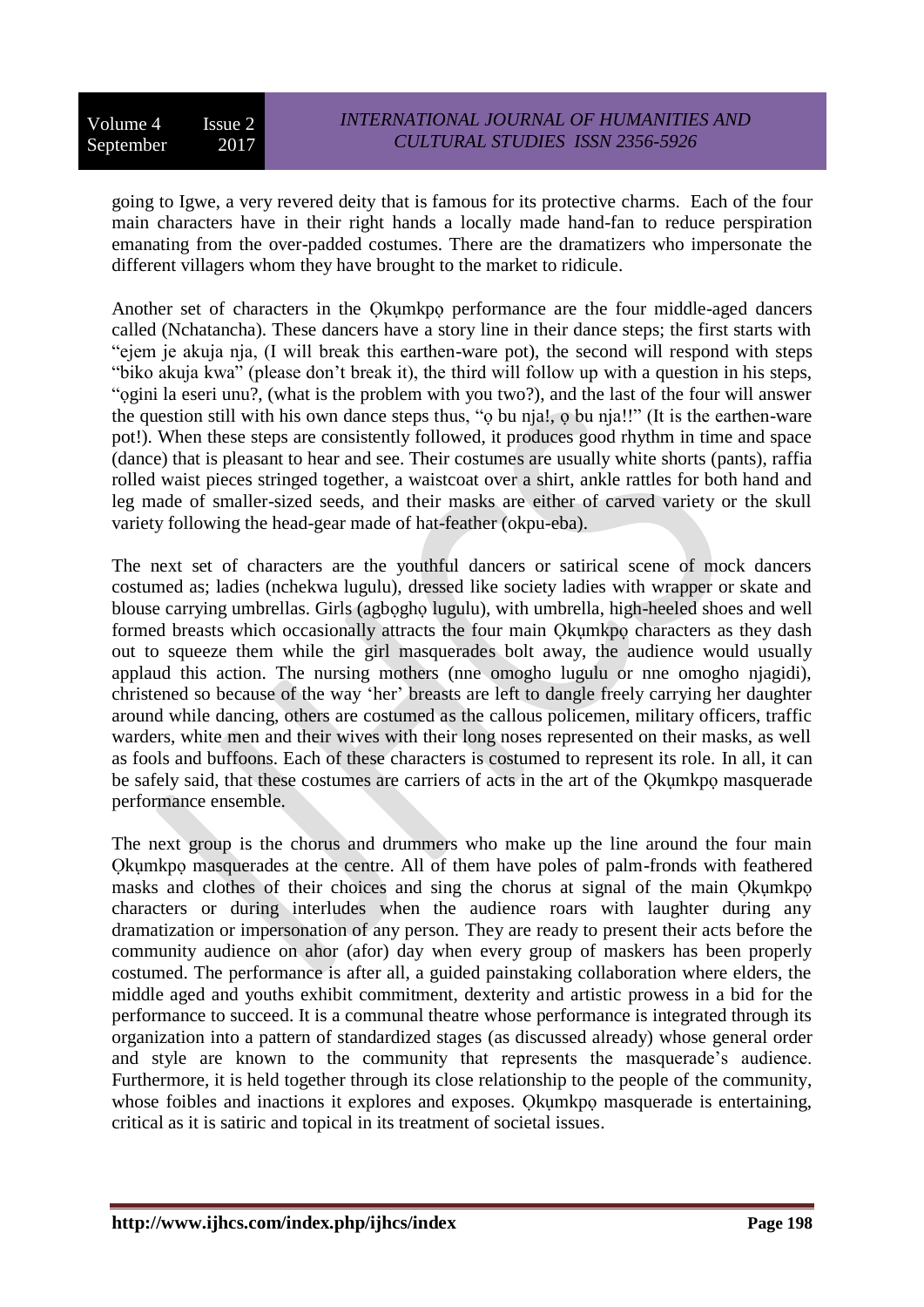going to Igwe, a very revered deity that is famous for its protective charms. Each of the four main characters have in their right hands a locally made hand-fan to reduce perspiration emanating from the over-padded costumes. There are the dramatizers who impersonate the different villagers whom they have brought to the market to ridicule.

Another set of characters in the Ọkụmkpọ performance are the four middle-aged dancers called (Nchatancha). These dancers have a story line in their dance steps; the first starts with "ejem je akuja nja, (I will break this earthen-ware pot), the second will respond with steps "biko akuja kwa" (please don't break it), the third will follow up with a question in his steps, "ọgini la eseri unu?, (what is the problem with you two?), and the last of the four will answer the question still with his own dance steps thus, "ọ bu nja!, ọ bu nja!!" (It is the earthen-ware pot!). When these steps are consistently followed, it produces good rhythm in time and space (dance) that is pleasant to hear and see. Their costumes are usually white shorts (pants), raffia rolled waist pieces stringed together, a waistcoat over a shirt, ankle rattles for both hand and leg made of smaller-sized seeds, and their masks are either of carved variety or the skull variety following the head-gear made of hat-feather (okpu-eba).

The next set of characters are the youthful dancers or satirical scene of mock dancers costumed as; ladies (nchekwa lugulu), dressed like society ladies with wrapper or skate and blouse carrying umbrellas. Girls (agbọghọ lugulu), with umbrella, high-heeled shoes and well formed breasts which occasionally attracts the four main Ọkụmkpọ characters as they dash out to squeeze them while the girl masquerades bolt away, the audience would usually applaud this action. The nursing mothers (nne omogho lugulu or nne omogho njagidi), christened so because of the way 'her' breasts are left to dangle freely carrying her daughter around while dancing, others are costumed as the callous policemen, military officers, traffic warders, white men and their wives with their long noses represented on their masks, as well as fools and buffoons. Each of these characters is costumed to represent its role. In all, it can be safely said, that these costumes are carriers of acts in the art of the Ọkụmkpọ masquerade performance ensemble.

The next group is the chorus and drummers who make up the line around the four main Ọkụmkpọ masquerades at the centre. All of them have poles of palm-fronds with feathered masks and clothes of their choices and sing the chorus at signal of the main Ọkụmkpọ characters or during interludes when the audience roars with laughter during any dramatization or impersonation of any person. They are ready to present their acts before the community audience on ahor (afor) day when every group of maskers has been properly costumed. The performance is after all, a guided painstaking collaboration where elders, the middle aged and youths exhibit commitment, dexterity and artistic prowess in a bid for the performance to succeed. It is a communal theatre whose performance is integrated through its organization into a pattern of standardized stages (as discussed already) whose general order and style are known to the community that represents the masquerade's audience. Furthermore, it is held together through its close relationship to the people of the community, whose foibles and inactions it explores and exposes. Ọkụmkpọ masquerade is entertaining, critical as it is satiric and topical in its treatment of societal issues.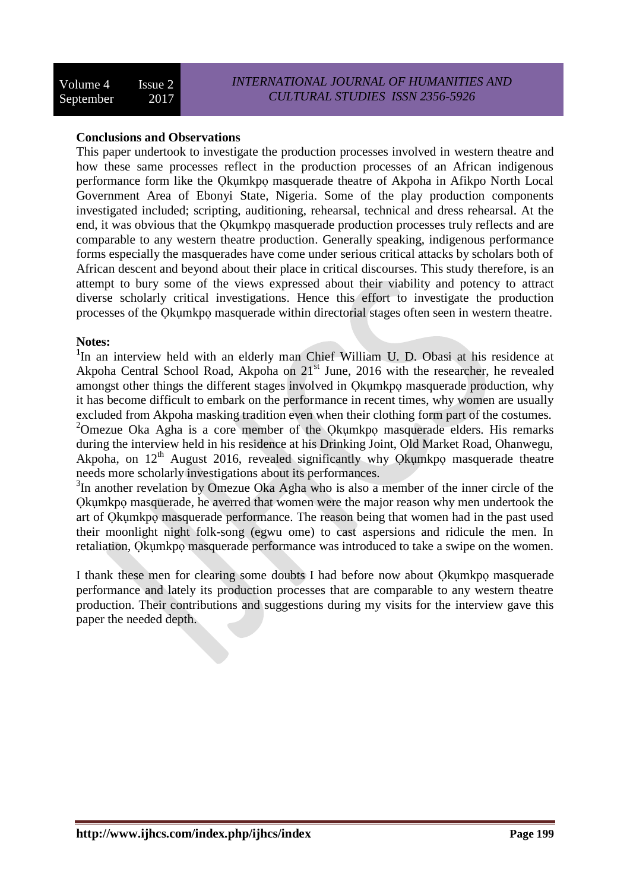**Conclusions and Observations**

This paper undertook to investigate the production processes involved in western theatre and how these same processes reflect in the production processes of an African indigenous performance form like the Ọkụmkpọ masquerade theatre of Akpoha in Afikpo North Local Government Area of Ebonyi State, Nigeria. Some of the play production components investigated included; scripting, auditioning, rehearsal, technical and dress rehearsal. At the end, it was obvious that the Ọkụmkpọ masquerade production processes truly reflects and are comparable to any western theatre production. Generally speaking, indigenous performance forms especially the masquerades have come under serious critical attacks by scholars both of African descent and beyond about their place in critical discourses. This study therefore, is an attempt to bury some of the views expressed about their viability and potency to attract diverse scholarly critical investigations. Hence this effort to investigate the production processes of the Ọkụmkpọ masquerade within directorial stages often seen in western theatre.

**Notes:**

[1]In an interview held with an elderly man Chief William U. D. Obasi at his residence at Akpoha Central School Road, Akpoha on 21st June, 2016 with the researcher, he revealed amongst other things the different stages involved in Ọkụmkpọ masquerade production, why it has become difficult to embark on the performance in recent times, why women are usually excluded from Akpoha masking tradition even when their clothing form part of the costumes.

[2]Omezue Oka Agha is a core member of the Ọkụmkpọ masquerade elders. His remarks during the interview held in his residence at his Drinking Joint, Old Market Road, Ohanwegu, Akpoha, on 12th August 2016, revealed significantly why Ọkụmkpọ masquerade theatre needs more scholarly investigations about its performances.

[3]In another revelation by Omezue Oka Agha who is also a member of the inner circle of the Ọkụmkpọ masquerade, he averred that women were the major reason why men undertook the art of Ọkụmkpọ masquerade performance. The reason being that women had in the past used their moonlight night folk-song (egwu ome) to cast aspersions and ridicule the men. In retaliation, Ọkụmkpọ masquerade performance was introduced to take a swipe on the women.

I thank these men for clearing some doubts I had before now about Ọkụmkpọ masquerade performance and lately its production processes that are comparable to any western theatre production. Their contributions and suggestions during my visits for the interview gave this paper the needed depth.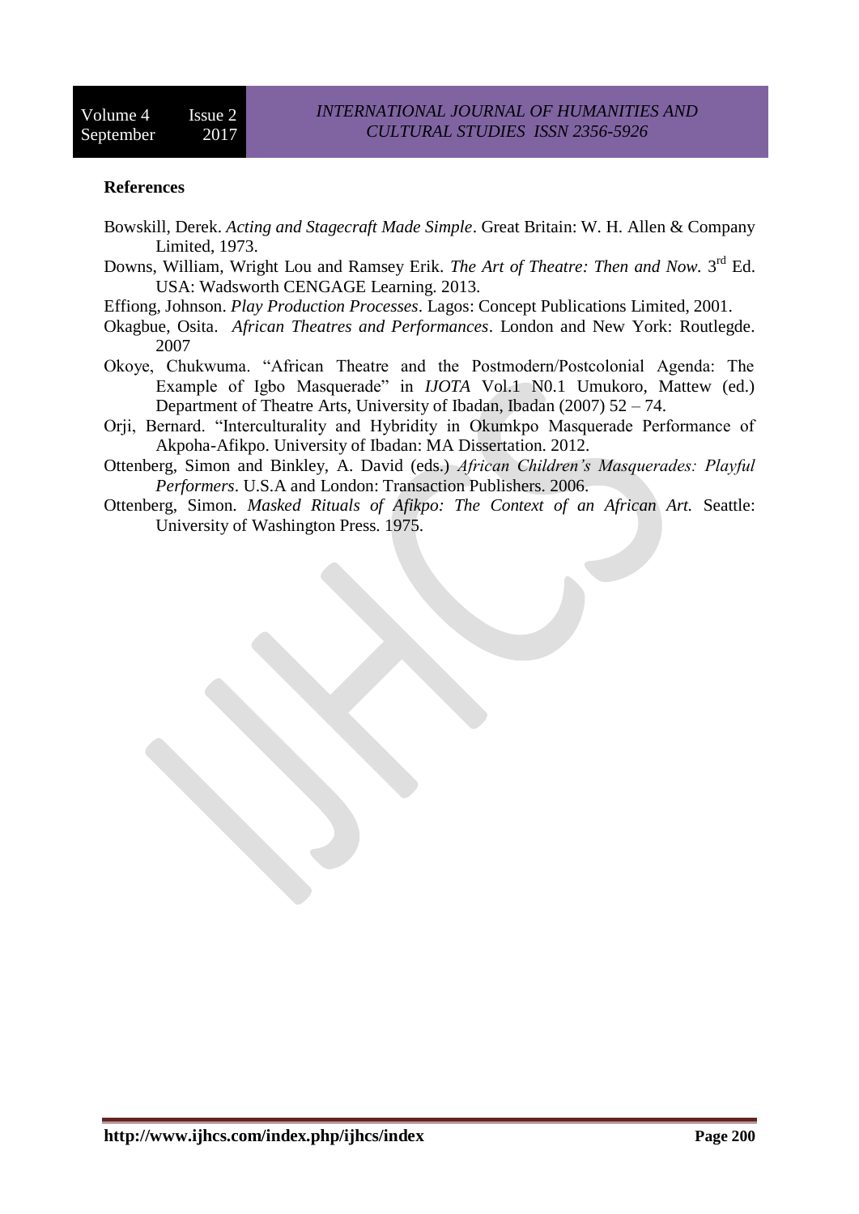**References**

Bowskill, Derek. *Acting and Stagecraft Made Simple*. Great Britain: W. H. Allen & Company Limited, 1973.

Downs, William, Wright Lou and Ramsey Erik. *The Art of Theatre: Then and Now.* 3rd Ed. USA: Wadsworth CENGAGE Learning. 2013.

Effiong, Johnson. *Play Production Processes*. Lagos: Concept Publications Limited, 2001.

Okagbue, Osita. *African Theatres and Performances*. London and New York: Routlegde. 2007

Okoye, Chukwuma. "African Theatre and the Postmodern/Postcolonial Agenda: The Example of Igbo Masquerade" in *IJOTA* Vol.1 N0.1 Umukoro, Mattew (ed.) Department of Theatre Arts, University of Ibadan, Ibadan (2007) 52 – 74.

Orji, Bernard. "Interculturality and Hybridity in Okumkpo Masquerade Performance of Akpoha-Afikpo. University of Ibadan: MA Dissertation. 2012.

Ottenberg, Simon and Binkley, A. David (eds.) *African Children's Masquerades: Playful Performers*. U.S.A and London: Transaction Publishers. 2006.

Ottenberg, Simon. *Masked Rituals of Afikpo: The Context of an African Art.* Seattle: University of Washington Press. 1975.